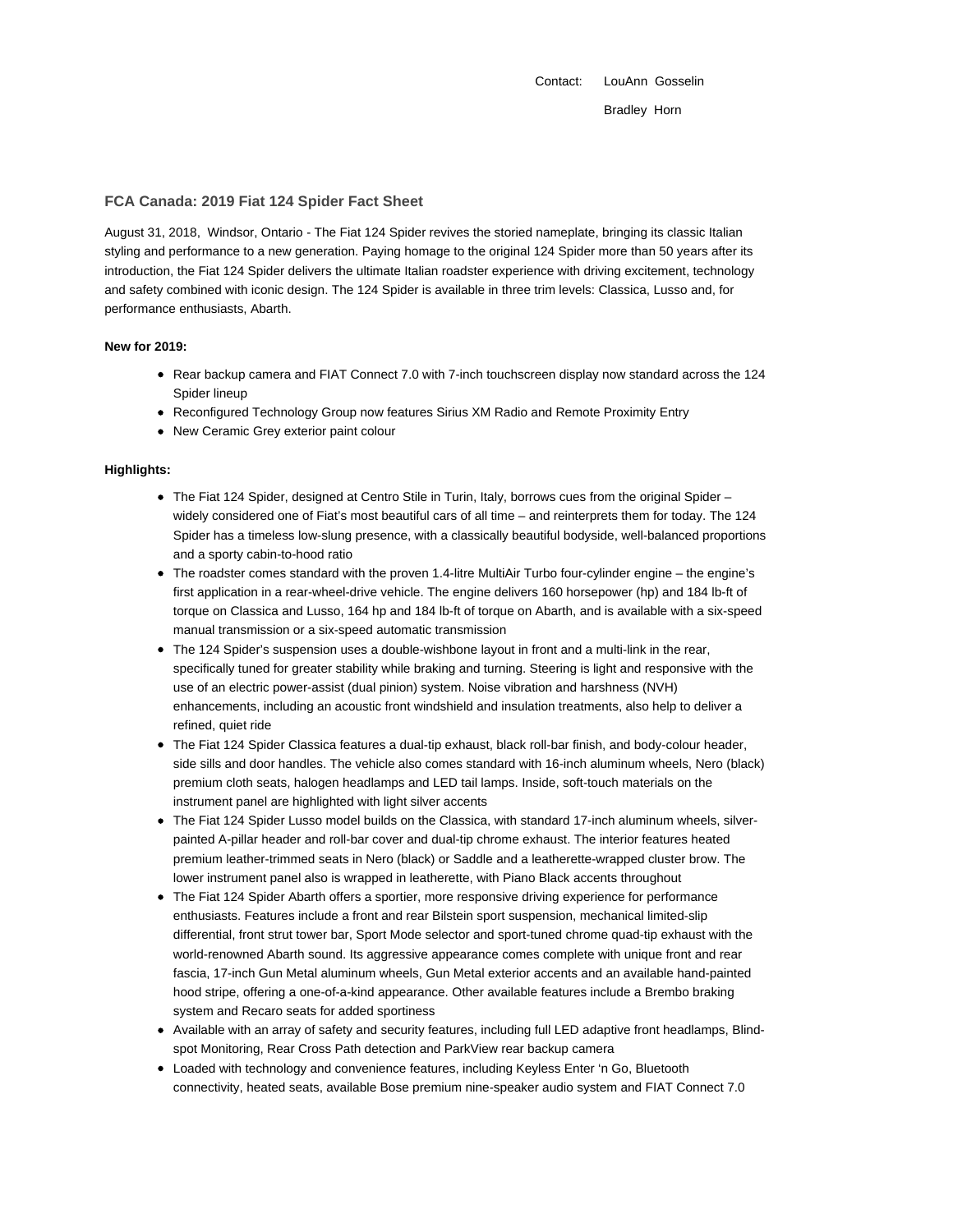Contact: LouAnn Gosselin

Bradley Horn

## FCA Canada: 2019 Fiat 124 Spider Fact Sheet

August 31, 2018, Windsor, Ontario - The Fiat 124 Spider revives the storied nameplate, bringing its classic Italian styling and performance to a new generation. Paying homage to the original 124 Spider more than 50 years after its introduction, the Fiat 124 Spider delivers the ultimate Italian roadster experience with driving excitement, technology and safety combined with iconic design. The 124 Spider is available in three trim levels: Classica, Lusso and, for performance enthusiasts, Abarth.

**New for 2019:**

- Rear backup camera and FIAT Connect 7.0 with 7-inch touchscreen display now standard across the 124 Spider lineup
- Reconfigured Technology Group now features Sirius XM Radio and Remote Proximity Entry
- New Ceramic Grey exterior paint colour

**Highlights:**

- The Fiat 124 Spider, designed at Centro Stile in Turin, Italy, borrows cues from the original Spider – widely considered one of Fiat's most beautiful cars of all time – and reinterprets them for today. The 124 Spider has a timeless low-slung presence, with a classically beautiful bodyside, well-balanced proportions and a sporty cabin-to-hood ratio
- The roadster comes standard with the proven 1.4-litre MultiAir Turbo four-cylinder engine – the engine's first application in a rear-wheel-drive vehicle. The engine delivers 160 horsepower (hp) and 184 lb-ft of torque on Classica and Lusso, 164 hp and 184 lb-ft of torque on Abarth, and is available with a six-speed manual transmission or a six-speed automatic transmission
- The 124 Spider's suspension uses a double-wishbone layout in front and a multi-link in the rear, specifically tuned for greater stability while braking and turning. Steering is light and responsive with the use of an electric power-assist (dual pinion) system. Noise vibration and harshness (NVH) enhancements, including an acoustic front windshield and insulation treatments, also help to deliver a refined, quiet ride
- The Fiat 124 Spider Classica features a dual-tip exhaust, black roll-bar finish, and body-colour header, side sills and door handles. The vehicle also comes standard with 16-inch aluminum wheels, Nero (black) premium cloth seats, halogen headlamps and LED tail lamps. Inside, soft-touch materials on the instrument panel are highlighted with light silver accents
- The Fiat 124 Spider Lusso model builds on the Classica, with standard 17-inch aluminum wheels, silver-painted A-pillar header and roll-bar cover and dual-tip chrome exhaust. The interior features heated premium leather-trimmed seats in Nero (black) or Saddle and a leatherette-wrapped cluster brow. The lower instrument panel also is wrapped in leatherette, with Piano Black accents throughout
- The Fiat 124 Spider Abarth offers a sportier, more responsive driving experience for performance enthusiasts. Features include a front and rear Bilstein sport suspension, mechanical limited-slip differential, front strut tower bar, Sport Mode selector and sport-tuned chrome quad-tip exhaust with the world-renowned Abarth sound. Its aggressive appearance comes complete with unique front and rear fascia, 17-inch Gun Metal aluminum wheels, Gun Metal exterior accents and an available hand-painted hood stripe, offering a one-of-a-kind appearance. Other available features include a Brembo braking system and Recaro seats for added sportiness
- Available with an array of safety and security features, including full LED adaptive front headlamps, Blind-spot Monitoring, Rear Cross Path detection and ParkView rear backup camera
- Loaded with technology and convenience features, including Keyless Enter 'n Go, Bluetooth connectivity, heated seats, available Bose premium nine-speaker audio system and FIAT Connect 7.0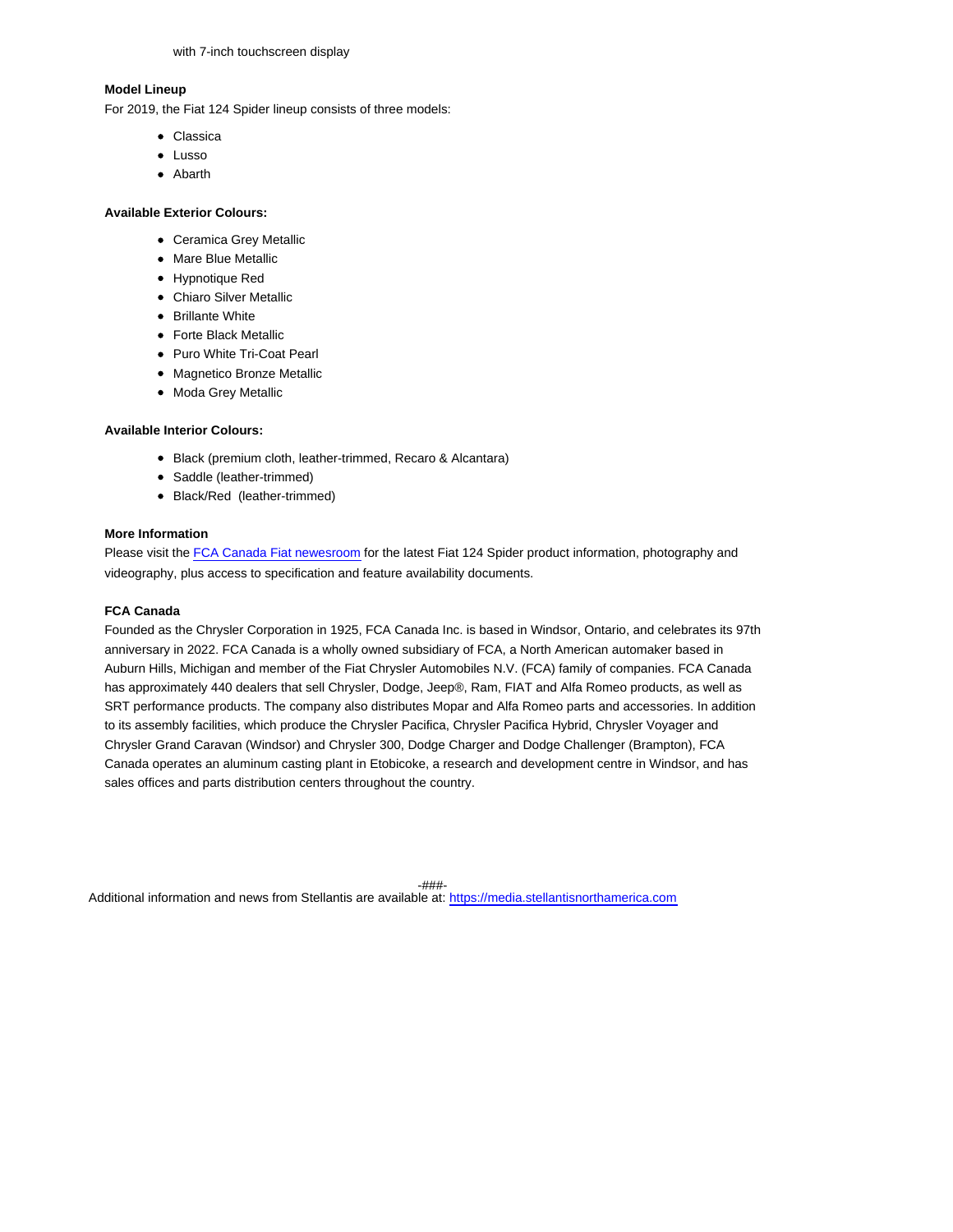with 7-inch touchscreen display

**Model Lineup**

For 2019, the Fiat 124 Spider lineup consists of three models:

- Classica
- Lusso
- Abarth

**Available Exterior Colours:**

- Ceramica Grey Metallic
- Mare Blue Metallic
- Hypnotique Red
- Chiaro Silver Metallic
- Brillante White
- Forte Black Metallic
- Puro White Tri-Coat Pearl
- Magnetico Bronze Metallic
- Moda Grey Metallic

**Available Interior Colours:**

- Black (premium cloth, leather-trimmed, Recaro & Alcantara)
- Saddle (leather-trimmed)
- Black/Red (leather-trimmed)

**More Information**

Please visit the FCA Canada Fiat newsroom for the latest Fiat 124 Spider product information, photography and videography, plus access to specification and feature availability documents.

**FCA Canada**

Founded as the Chrysler Corporation in 1925, FCA Canada Inc. is based in Windsor, Ontario, and celebrates its 97th anniversary in 2022. FCA Canada is a wholly owned subsidiary of FCA, a North American automaker based in Auburn Hills, Michigan and member of the Fiat Chrysler Automobiles N.V. (FCA) family of companies. FCA Canada has approximately 440 dealers that sell Chrysler, Dodge, Jeep®, Ram, FIAT and Alfa Romeo products, as well as SRT performance products. The company also distributes Mopar and Alfa Romeo parts and accessories. In addition to its assembly facilities, which produce the Chrysler Pacifica, Chrysler Pacifica Hybrid, Chrysler Voyager and Chrysler Grand Caravan (Windsor) and Chrysler 300, Dodge Charger and Dodge Challenger (Brampton), FCA Canada operates an aluminum casting plant in Etobicoke, a research and development centre in Windsor, and has sales offices and parts distribution centers throughout the country.

-###-

Additional information and news from Stellantis are available at: https://media.stellantisnorthamerica.com